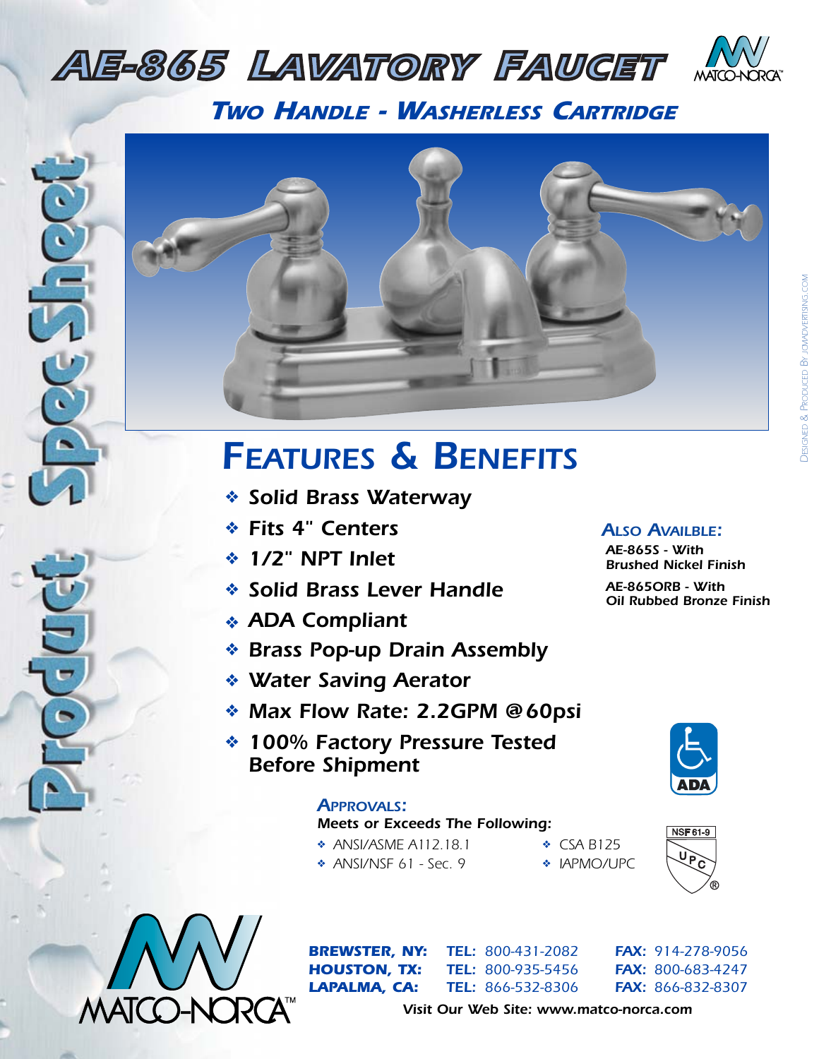# AE-865 Lavatory Faucet

## Two Handle - Washerless Cartridge

Product Spec Sheet

## Features & Benefits

- Solid Brass Waterway
- Fits 4" Centers
- 1/2" NPT Inlet
- Solid Brass Lever Handle
- ADA Compliant
- Brass Pop-up Drain Assembly
- Water Saving Aerator
- Max Flow Rate: 2.2GPM @60psi
- 100% Factory Pressure Tested Before Shipment

### Also Availble:

AE-865S - With Brushed Nickel Finish

AE-865ORB - With Oil Rubbed Bronze Finish

ADA

### Approvals:

Meets or Exceeds The Following:

- ANSI/ASME A112.18.1
- ANSI/NSF 61 - Sec. 9
- CSA B125
- IAPMO/UPC

NSF 61-9

UPC

MATCO-NORCA™

| | | |
|---|---|---|
| **BREWSTER, NY:** | **TEL:** 800-431-2082 | **FAX:** 914-278-9056 |
| **HOUSTON, TX:** | **TEL:** 800-935-5456 | **FAX:** 800-683-4247 |
| **LAPALMA, CA:** | **TEL:** 866-532-8306 | **FAX:** 866-832-8307 |

Visit Our Web Site: www.matco-norca.com

Designed & Produced By jcmadvertising.com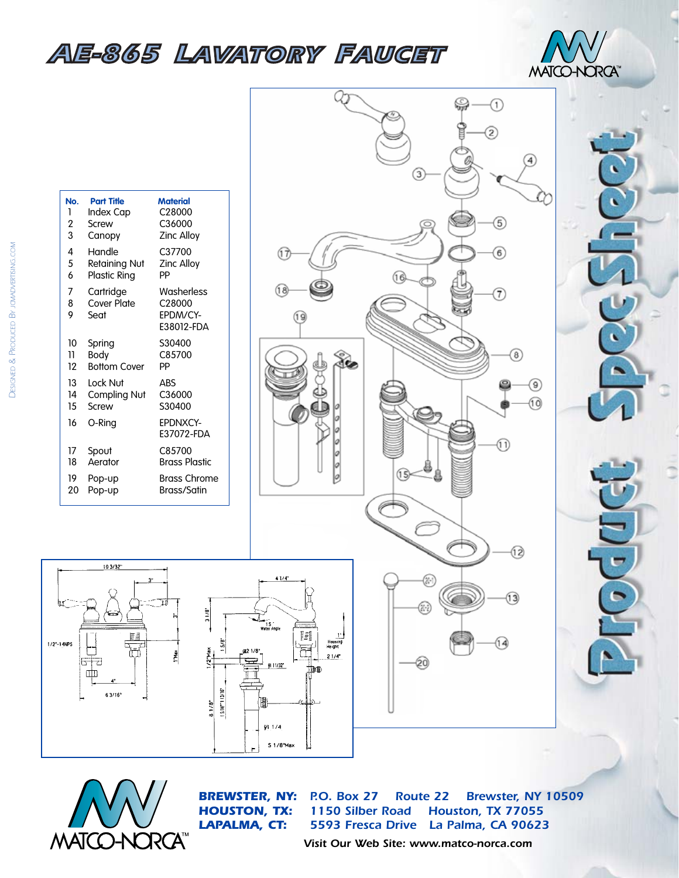# AE-865 Lavatory Faucet

MATCO-NORCA™

| No. | Part Title | Material |
|---|---|---|
| 1 | Index Cap | C28000 |
| 2 | Screw | C36000 |
| 3 | Canopy | Zinc Alloy |
| 4 | Handle | C37700 |
| 5 | Retaining Nut | Zinc Alloy |
| 6 | Plastic Ring | PP |
| 7 | Cartridge | Washerless |
| 8 | Cover Plate | C28000 |
| 9 | Seat | EPDM/CY-E38012-FDA |
| 10 | Spring | S30400 |
| 11 | Body | C85700 |
| 12 | Bottom Cover | PP |
| 13 | Lock Nut | ABS |
| 14 | Compling Nut | C36000 |
| 15 | Screw | S30400 |
| 16 | O-Ring | EPDNXCY-E37072-FDA |
| 17 | Spout | C85700 |
| 18 | Aerator | Brass Plastic |
| 19 | Pop-up | Brass Chrome |
| 20 | Pop-up | Brass/Satin |

10 3/32"
3"
3"
1/2"-14NPS
1"Max
4"
6 3/16"
4 1/4"
3 1/8"
15° Water Angle
1 5/8"
1"
Housing Height
2 1/4"
1/2"Max
φ2 1/8"
φ1 11/32"
8 1/8"
1 5/16"-1 13/16"
φ1 1/4
5 1/8"Max

Product Spec Sheet

Designed & Produced By JCMADVERTISING.COM

MATCO-NORCA™

**BREWSTER, NY:** P.O. Box 27 Route 22 Brewster, NY 10509
**HOUSTON, TX:** 1150 Silber Road Houston, TX 77055
**LAPALMA, CT:** 5593 Fresca Drive La Palma, CA 90623

Visit Our Web Site: www.matco-norca.com